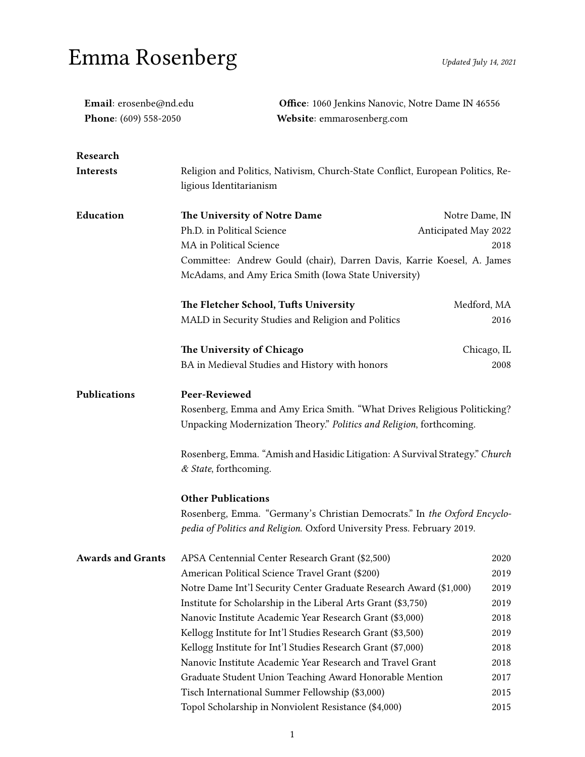# Emma Rosenberg

*Updated July 14, 2021*

**Email**: erosenbe@nd.edu
**Phone**: (609) 558-2050
**Office**: 1060 Jenkins Nanovic, Notre Dame IN 46556
**Website**: emmarosenberg.com

## Research Interests

Religion and Politics, Nativism, Church-State Conflict, European Politics, Religious Identitarianism

## Education

**The University of Notre Dame** — Notre Dame, IN
Ph.D. in Political Science — Anticipated May 2022
MA in Political Science — 2018
Committee: Andrew Gould (chair), Darren Davis, Karrie Koesel, A. James McAdams, and Amy Erica Smith (Iowa State University)

**The Fletcher School, Tufts University** — Medford, MA
MALD in Security Studies and Religion and Politics — 2016

**The University of Chicago** — Chicago, IL
BA in Medieval Studies and History with honors — 2008

## Publications

### Peer-Reviewed

Rosenberg, Emma and Amy Erica Smith. "What Drives Religious Politicking? Unpacking Modernization Theory." *Politics and Religion*, forthcoming.

Rosenberg, Emma. "Amish and Hasidic Litigation: A Survival Strategy." *Church & State*, forthcoming.

### Other Publications

Rosenberg, Emma. "Germany's Christian Democrats." In *the Oxford Encyclopedia of Politics and Religion.* Oxford University Press. February 2019.

## Awards and Grants

| Award | Year |
|---|---|
| APSA Centennial Center Research Grant ($2,500) | 2020 |
| American Political Science Travel Grant ($200) | 2019 |
| Notre Dame Int'l Security Center Graduate Research Award ($1,000) | 2019 |
| Institute for Scholarship in the Liberal Arts Grant ($3,750) | 2019 |
| Nanovic Institute Academic Year Research Grant ($3,000) | 2018 |
| Kellogg Institute for Int'l Studies Research Grant ($3,500) | 2019 |
| Kellogg Institute for Int'l Studies Research Grant ($7,000) | 2018 |
| Nanovic Institute Academic Year Research and Travel Grant | 2018 |
| Graduate Student Union Teaching Award Honorable Mention | 2017 |
| Tisch International Summer Fellowship ($3,000) | 2015 |
| Topol Scholarship in Nonviolent Resistance ($4,000) | 2015 |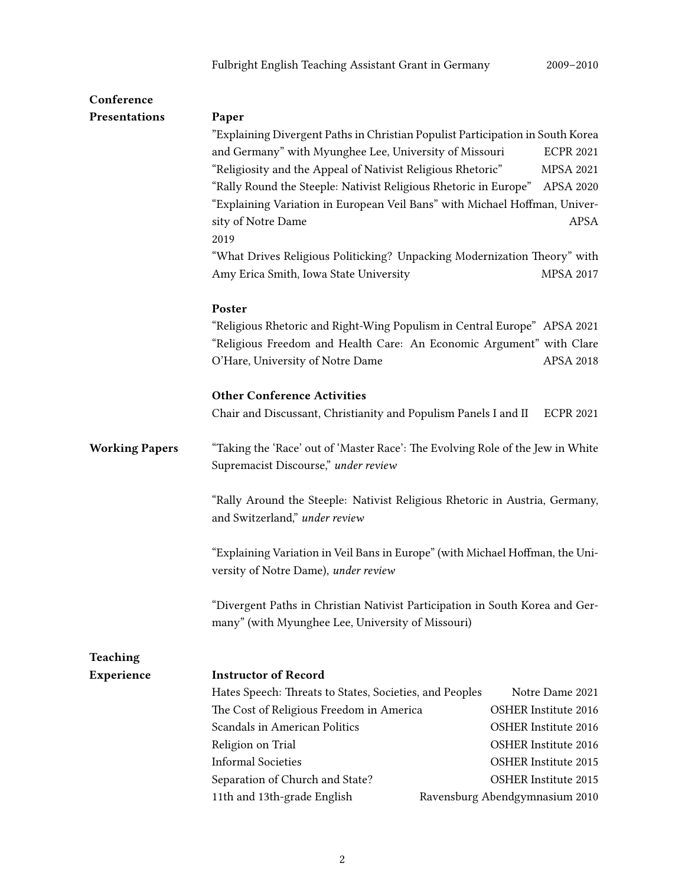Fulbright English Teaching Assistant Grant in Germany 2009–2010

## Conference Presentations

### Paper

"Explaining Divergent Paths in Christian Populist Participation in South Korea and Germany" with Myunghee Lee, University of Missouri — ECPR 2021

"Religiosity and the Appeal of Nativist Religious Rhetoric" — MPSA 2021

"Rally Round the Steeple: Nativist Religious Rhetoric in Europe" — APSA 2020

"Explaining Variation in European Veil Bans" with Michael Hoffman, University of Notre Dame — APSA 2019

"What Drives Religious Politicking? Unpacking Modernization Theory" with Amy Erica Smith, Iowa State University — MPSA 2017

### Poster

"Religious Rhetoric and Right-Wing Populism in Central Europe" — APSA 2021

"Religious Freedom and Health Care: An Economic Argument" with Clare O'Hare, University of Notre Dame — APSA 2018

### Other Conference Activities

Chair and Discussant, Christianity and Populism Panels I and II — ECPR 2021

## Working Papers

"Taking the 'Race' out of 'Master Race': The Evolving Role of the Jew in White Supremacist Discourse," *under review*

"Rally Around the Steeple: Nativist Religious Rhetoric in Austria, Germany, and Switzerland," *under review*

"Explaining Variation in Veil Bans in Europe" (with Michael Hoffman, the University of Notre Dame), *under review*

"Divergent Paths in Christian Nativist Participation in South Korea and Germany" (with Myunghee Lee, University of Missouri)

## Teaching Experience

### Instructor of Record

Hates Speech: Threats to States, Societies, and Peoples — Notre Dame 2021

The Cost of Religious Freedom in America — OSHER Institute 2016

Scandals in American Politics — OSHER Institute 2016

Religion on Trial — OSHER Institute 2016

Informal Societies — OSHER Institute 2015

Separation of Church and State? — OSHER Institute 2015

11th and 13th-grade English — Ravensburg Abendgymnasium 2010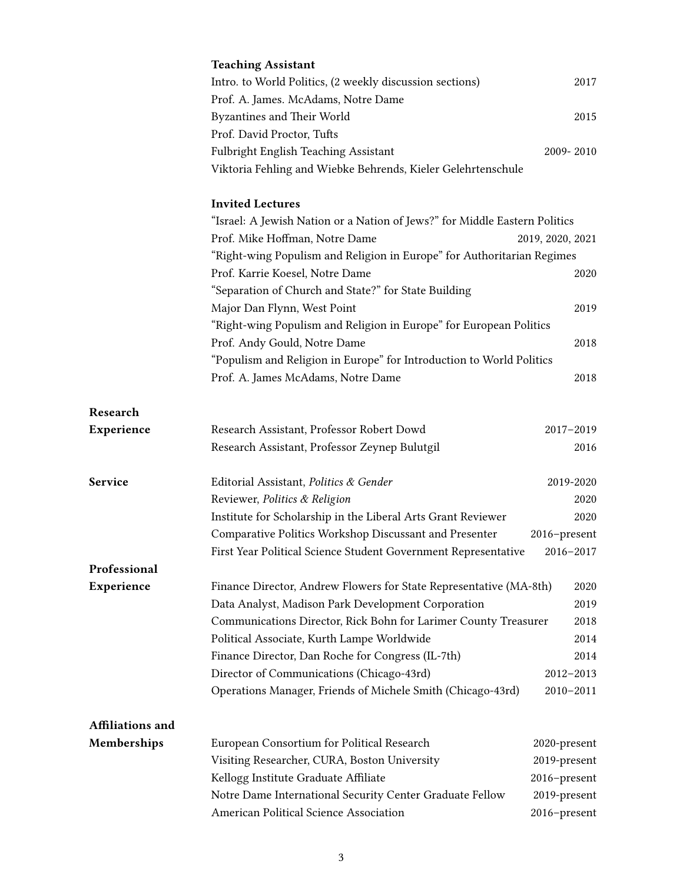### Teaching Assistant

Intro. to World Politics, (2 weekly discussion sections) — 2017
Prof. A. James. McAdams, Notre Dame

Byzantines and Their World — 2015
Prof. David Proctor, Tufts

Fulbright English Teaching Assistant — 2009- 2010
Viktoria Fehling and Wiebke Behrends, Kieler Gelehrtenschule

### Invited Lectures

"Israel: A Jewish Nation or a Nation of Jews?" for Middle Eastern Politics
Prof. Mike Hoffman, Notre Dame — 2019, 2020, 2021

"Right-wing Populism and Religion in Europe" for Authoritarian Regimes
Prof. Karrie Koesel, Notre Dame — 2020

"Separation of Church and State?" for State Building
Major Dan Flynn, West Point — 2019

"Right-wing Populism and Religion in Europe" for European Politics
Prof. Andy Gould, Notre Dame — 2018

"Populism and Religion in Europe" for Introduction to World Politics
Prof. A. James McAdams, Notre Dame — 2018

## Research Experience

| | |
|---|---|
| Research Assistant, Professor Robert Dowd | 2017–2019 |
| Research Assistant, Professor Zeynep Bulutgil | 2016 |

## Service

| | |
|---|---|
| Editorial Assistant, *Politics & Gender* | 2019-2020 |
| Reviewer, *Politics & Religion* | 2020 |
| Institute for Scholarship in the Liberal Arts Grant Reviewer | 2020 |
| Comparative Politics Workshop Discussant and Presenter | 2016–present |
| First Year Political Science Student Government Representative | 2016–2017 |

## Professional Experience

| | |
|---|---|
| Finance Director, Andrew Flowers for State Representative (MA-8th) | 2020 |
| Data Analyst, Madison Park Development Corporation | 2019 |
| Communications Director, Rick Bohn for Larimer County Treasurer | 2018 |
| Political Associate, Kurth Lampe Worldwide | 2014 |
| Finance Director, Dan Roche for Congress (IL-7th) | 2014 |
| Director of Communications (Chicago-43rd) | 2012–2013 |
| Operations Manager, Friends of Michele Smith (Chicago-43rd) | 2010–2011 |

## Affiliations and Memberships

| | |
|---|---|
| European Consortium for Political Research | 2020-present |
| Visiting Researcher, CURA, Boston University | 2019-present |
| Kellogg Institute Graduate Affiliate | 2016–present |
| Notre Dame International Security Center Graduate Fellow | 2019-present |
| American Political Science Association | 2016–present |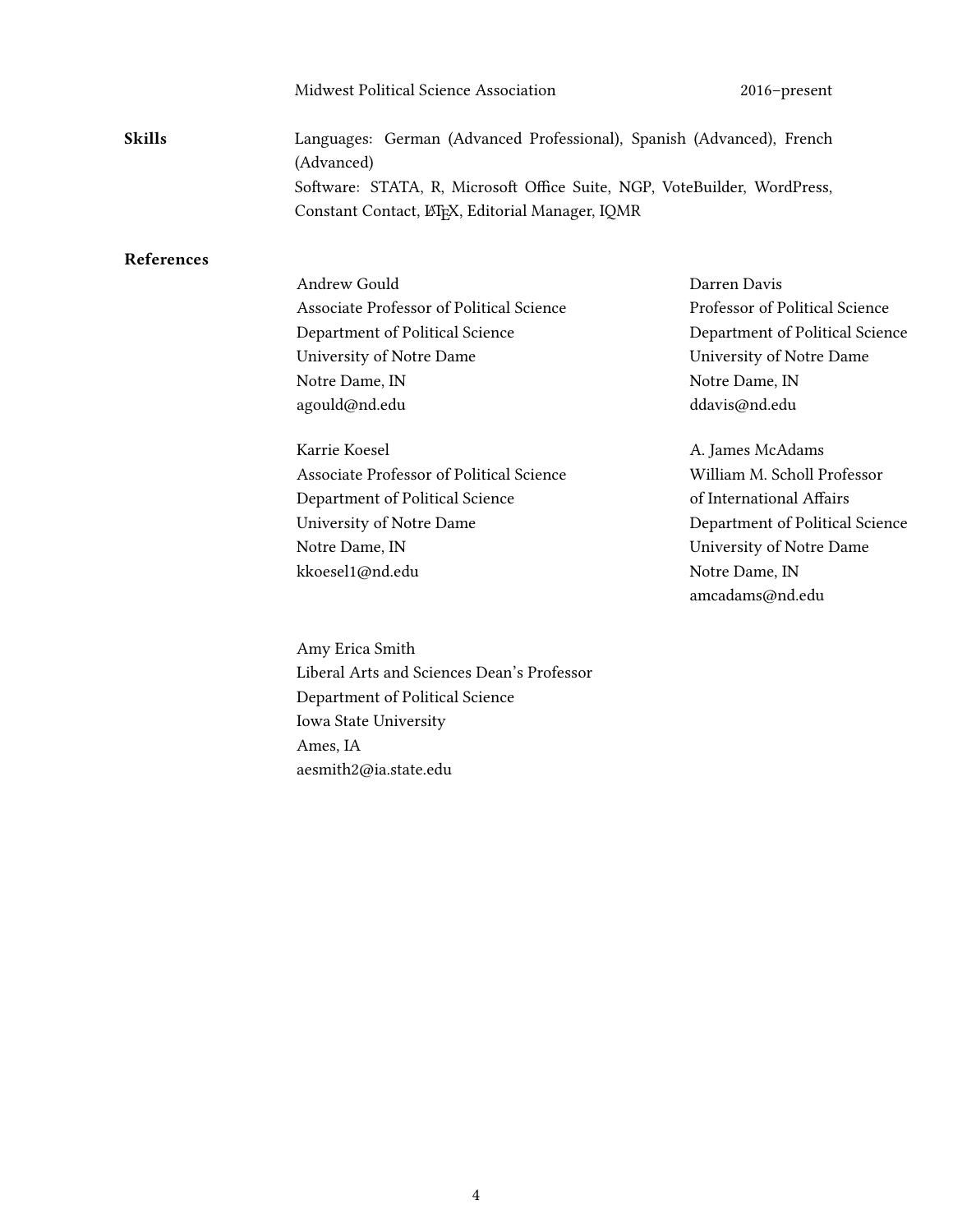Midwest Political Science Association 2016–present

**Skills**

Languages: German (Advanced Professional), Spanish (Advanced), French (Advanced)
Software: STATA, R, Microsoft Office Suite, NGP, VoteBuilder, WordPress, Constant Contact, LaTeX, Editorial Manager, IQMR

**References**

Andrew Gould
Associate Professor of Political Science
Department of Political Science
University of Notre Dame
Notre Dame, IN
agould@nd.edu

Darren Davis
Professor of Political Science
Department of Political Science
University of Notre Dame
Notre Dame, IN
ddavis@nd.edu

Karrie Koesel
Associate Professor of Political Science
Department of Political Science
University of Notre Dame
Notre Dame, IN
kkoesel1@nd.edu

A. James McAdams
William M. Scholl Professor
of International Affairs
Department of Political Science
University of Notre Dame
Notre Dame, IN
amcadams@nd.edu

Amy Erica Smith
Liberal Arts and Sciences Dean's Professor
Department of Political Science
Iowa State University
Ames, IA
aesmith2@ia.state.edu